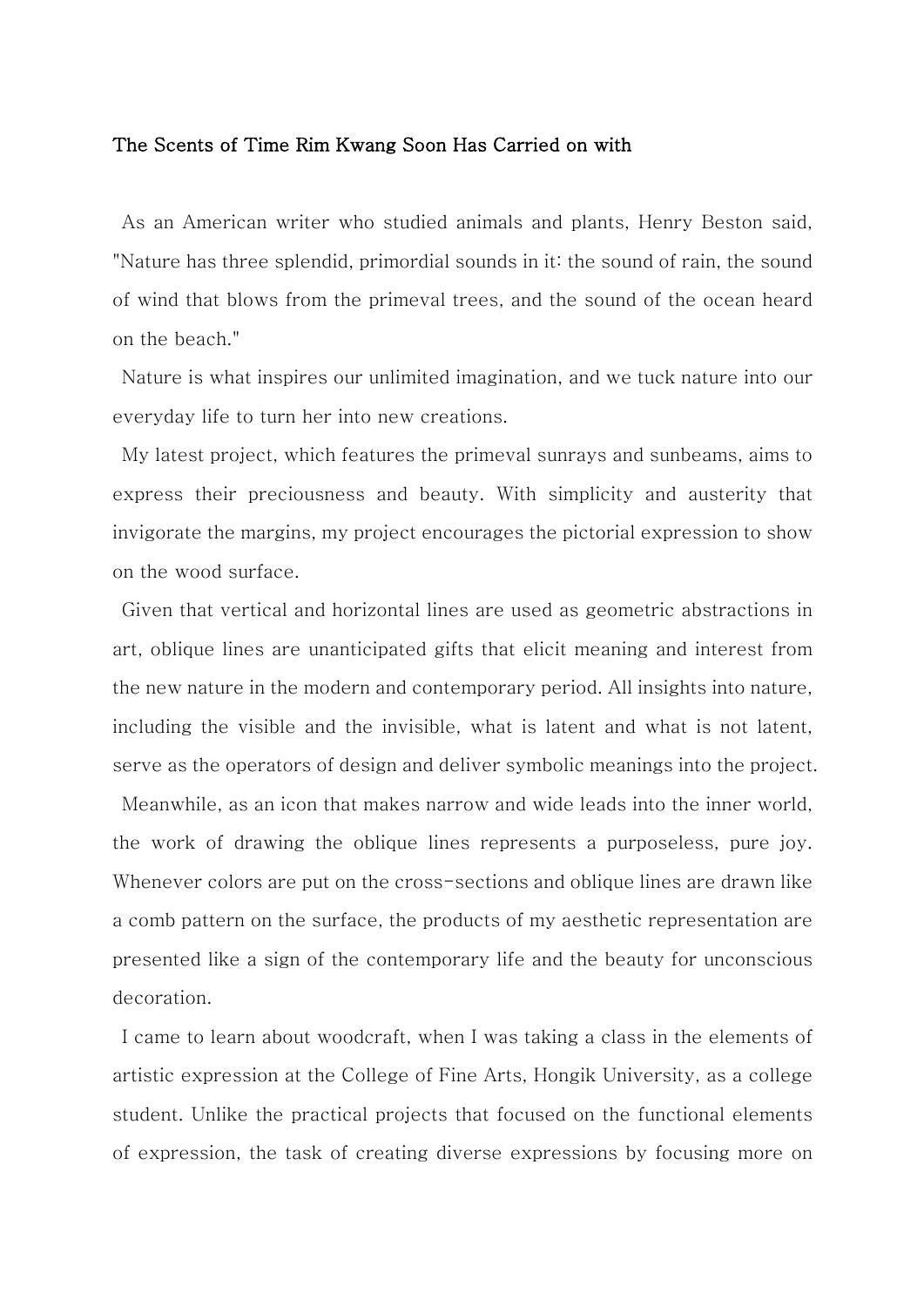# The Scents of Time Rim Kwang Soon Has Carried on with

As an American writer who studied animals and plants, Henry Beston said, "Nature has three splendid, primordial sounds in it: the sound of rain, the sound of wind that blows from the primeval trees, and the sound of the ocean heard on the beach."

Nature is what inspires our unlimited imagination, and we tuck nature into our everyday life to turn her into new creations.

My latest project, which features the primeval sunrays and sunbeams, aims to express their preciousness and beauty. With simplicity and austerity that invigorate the margins, my project encourages the pictorial expression to show on the wood surface.

Given that vertical and horizontal lines are used as geometric abstractions in art, oblique lines are unanticipated gifts that elicit meaning and interest from the new nature in the modern and contemporary period. All insights into nature, including the visible and the invisible, what is latent and what is not latent, serve as the operators of design and deliver symbolic meanings into the project.

Meanwhile, as an icon that makes narrow and wide leads into the inner world, the work of drawing the oblique lines represents a purposeless, pure joy. Whenever colors are put on the cross-sections and oblique lines are drawn like a comb pattern on the surface, the products of my aesthetic representation are presented like a sign of the contemporary life and the beauty for unconscious decoration.

I came to learn about woodcraft, when I was taking a class in the elements of artistic expression at the College of Fine Arts, Hongik University, as a college student. Unlike the practical projects that focused on the functional elements of expression, the task of creating diverse expressions by focusing more on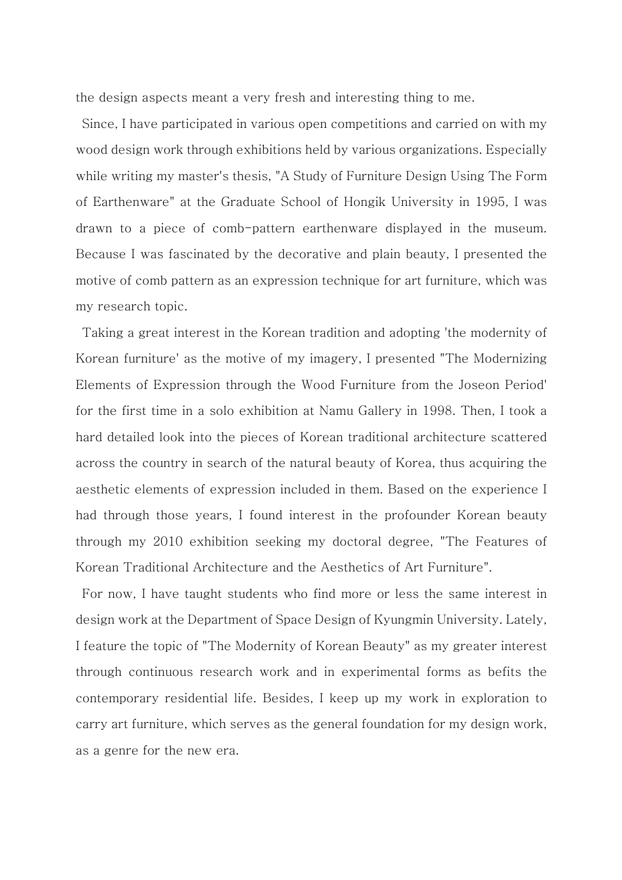the design aspects meant a very fresh and interesting thing to me.

Since, I have participated in various open competitions and carried on with my wood design work through exhibitions held by various organizations. Especially while writing my master's thesis, "A Study of Furniture Design Using The Form of Earthenware" at the Graduate School of Hongik University in 1995, I was drawn to a piece of comb-pattern earthenware displayed in the museum. Because I was fascinated by the decorative and plain beauty, I presented the motive of comb pattern as an expression technique for art furniture, which was my research topic.

Taking a great interest in the Korean tradition and adopting 'the modernity of Korean furniture' as the motive of my imagery, I presented "The Modernizing Elements of Expression through the Wood Furniture from the Joseon Period' for the first time in a solo exhibition at Namu Gallery in 1998. Then, I took a hard detailed look into the pieces of Korean traditional architecture scattered across the country in search of the natural beauty of Korea, thus acquiring the aesthetic elements of expression included in them. Based on the experience I had through those years, I found interest in the profounder Korean beauty through my 2010 exhibition seeking my doctoral degree, "The Features of Korean Traditional Architecture and the Aesthetics of Art Furniture".

For now, I have taught students who find more or less the same interest in design work at the Department of Space Design of Kyungmin University. Lately, I feature the topic of "The Modernity of Korean Beauty" as my greater interest through continuous research work and in experimental forms as befits the contemporary residential life. Besides, I keep up my work in exploration to carry art furniture, which serves as the general foundation for my design work, as a genre for the new era.